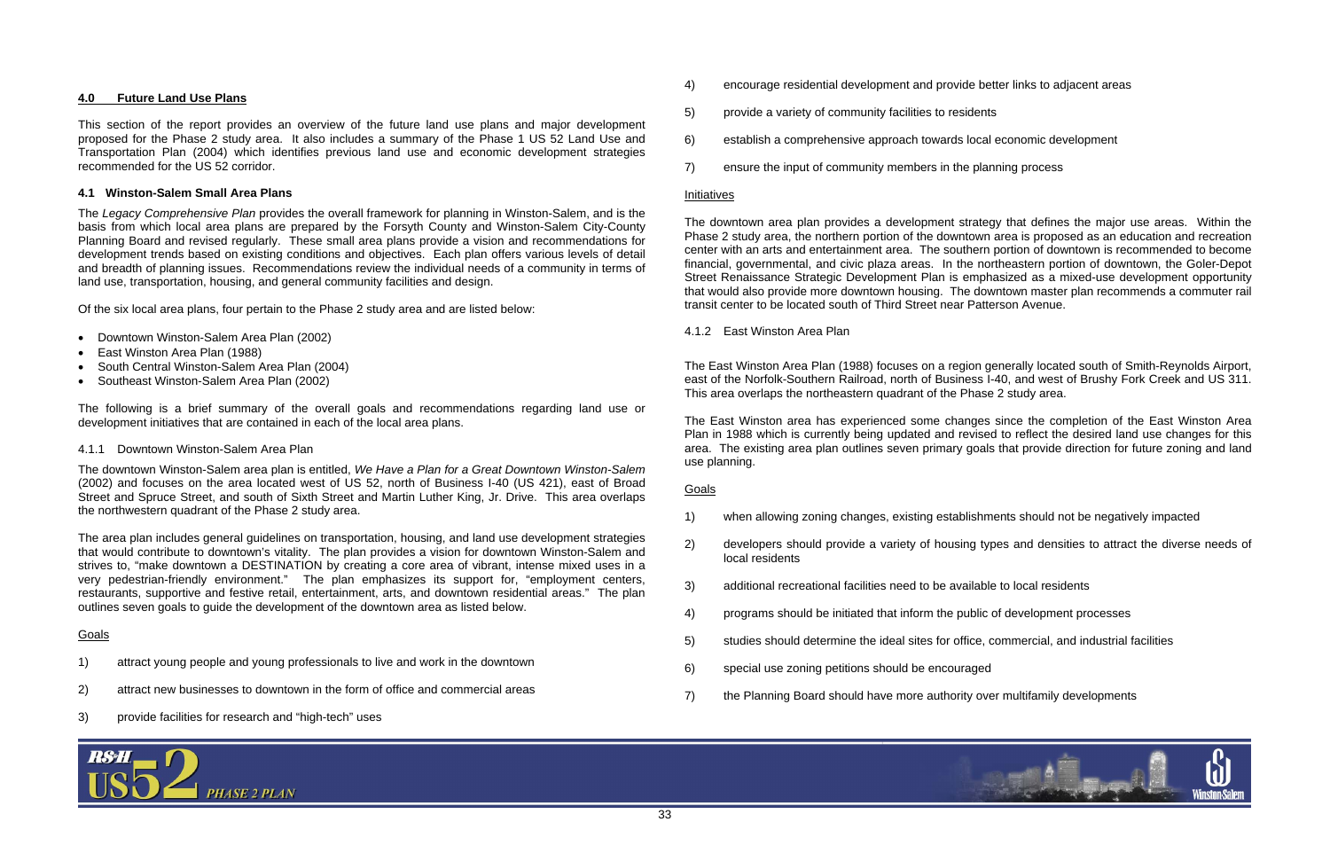## 4.0 Future Land Use Plans

This section of the report provides an overview of the future land use plans and major development proposed for the Phase 2 study area. It also includes a summary of the Phase 1 US 52 Land Use and Transportation Plan (2004) which identifies previous land use and economic development strategies recommended for the US 52 corridor.

### 4.1 Winston-Salem Small Area Plans

The *Legacy Comprehensive Plan* provides the overall framework for planning in Winston-Salem, and is the basis from which local area plans are prepared by the Forsyth County and Winston-Salem City-County Planning Board and revised regularly. These small area plans provide a vision and recommendations for development trends based on existing conditions and objectives. Each plan offers various levels of detail and breadth of planning issues. Recommendations review the individual needs of a community in terms of land use, transportation, housing, and general community facilities and design.

Of the six local area plans, four pertain to the Phase 2 study area and are listed below:

- Downtown Winston-Salem Area Plan (2002)
- East Winston Area Plan (1988)
- South Central Winston-Salem Area Plan (2004)
- Southeast Winston-Salem Area Plan (2002)

The following is a brief summary of the overall goals and recommendations regarding land use or development initiatives that are contained in each of the local area plans.

#### 4.1.1 Downtown Winston-Salem Area Plan

The downtown Winston-Salem area plan is entitled, *We Have a Plan for a Great Downtown Winston-Salem* (2002) and focuses on the area located west of US 52, north of Business I-40 (US 421), east of Broad Street and Spruce Street, and south of Sixth Street and Martin Luther King, Jr. Drive. This area overlaps the northwestern quadrant of the Phase 2 study area.

The area plan includes general guidelines on transportation, housing, and land use development strategies that would contribute to downtown's vitality. The plan provides a vision for downtown Winston-Salem and strives to, "make downtown a DESTINATION by creating a core area of vibrant, intense mixed uses in a very pedestrian-friendly environment." The plan emphasizes its support for, "employment centers, restaurants, supportive and festive retail, entertainment, arts, and downtown residential areas." The plan outlines seven goals to guide the development of the downtown area as listed below.

Goals

1) attract young people and young professionals to live and work in the downtown
2) attract new businesses to downtown in the form of office and commercial areas
3) provide facilities for research and "high-tech" uses
4) encourage residential development and provide better links to adjacent areas
5) provide a variety of community facilities to residents
6) establish a comprehensive approach towards local economic development
7) ensure the input of community members in the planning process

Initiatives

The downtown area plan provides a development strategy that defines the major use areas. Within the Phase 2 study area, the northern portion of the downtown area is proposed as an education and recreation center with an arts and entertainment area. The southern portion of downtown is recommended to become financial, governmental, and civic plaza areas. In the northeastern portion of downtown, the Goler-Depot Street Renaissance Strategic Development Plan is emphasized as a mixed-use development opportunity that would also provide more downtown housing. The downtown master plan recommends a commuter rail transit center to be located south of Third Street near Patterson Avenue.

#### 4.1.2 East Winston Area Plan

The East Winston Area Plan (1988) focuses on a region generally located south of Smith-Reynolds Airport, east of the Norfolk-Southern Railroad, north of Business I-40, and west of Brushy Fork Creek and US 311. This area overlaps the northeastern quadrant of the Phase 2 study area.

The East Winston area has experienced some changes since the completion of the East Winston Area Plan in 1988 which is currently being updated and revised to reflect the desired land use changes for this area. The existing area plan outlines seven primary goals that provide direction for future zoning and land use planning.

Goals

1) when allowing zoning changes, existing establishments should not be negatively impacted
2) developers should provide a variety of housing types and densities to attract the diverse needs of local residents
3) additional recreational facilities need to be available to local residents
4) programs should be initiated that inform the public of development processes
5) studies should determine the ideal sites for office, commercial, and industrial facilities
6) special use zoning petitions should be encouraged
7) the Planning Board should have more authority over multifamily developments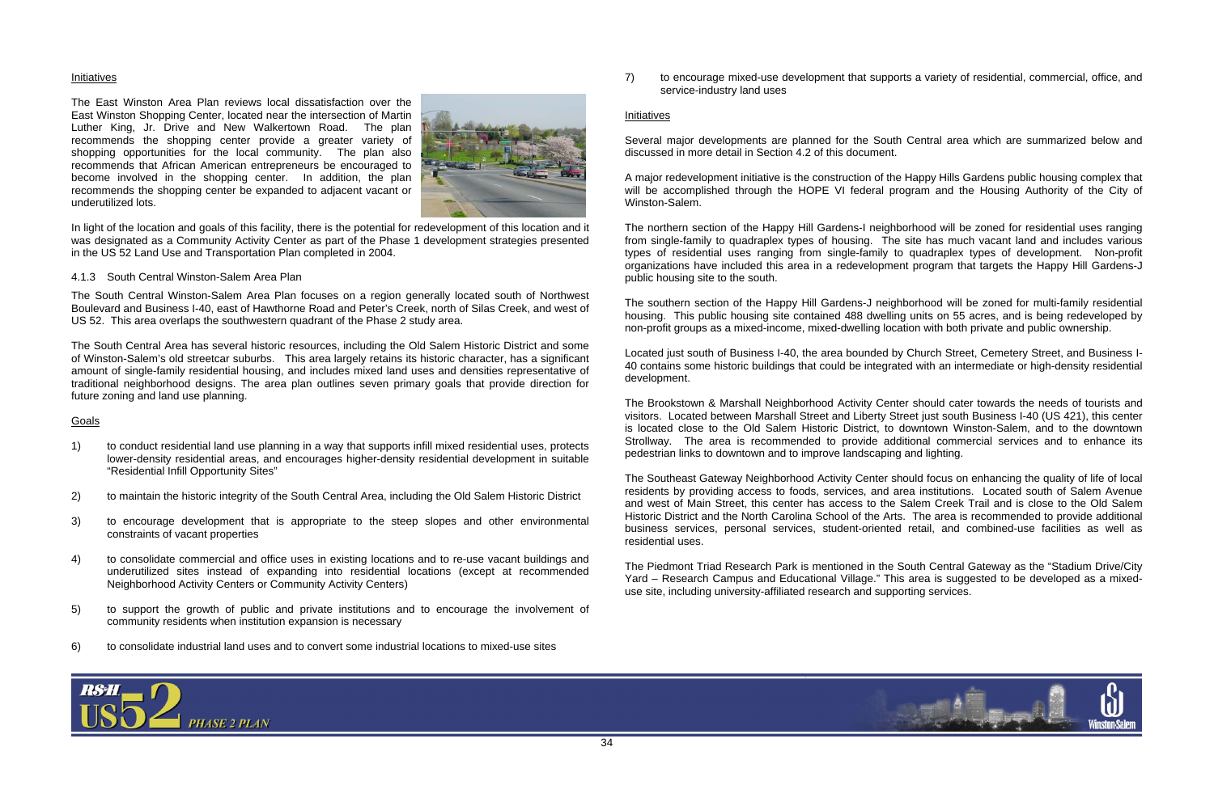Initiatives

The East Winston Area Plan reviews local dissatisfaction over the East Winston Shopping Center, located near the intersection of Martin Luther King, Jr. Drive and New Walkertown Road. The plan recommends the shopping center provide a greater variety of shopping opportunities for the local community. The plan also recommends that African American entrepreneurs be encouraged to become involved in the shopping center. In addition, the plan recommends the shopping center be expanded to adjacent vacant or underutilized lots.

In light of the location and goals of this facility, there is the potential for redevelopment of this location and it was designated as a Community Activity Center as part of the Phase 1 development strategies presented in the US 52 Land Use and Transportation Plan completed in 2004.

### 4.1.3 South Central Winston-Salem Area Plan

The South Central Winston-Salem Area Plan focuses on a region generally located south of Northwest Boulevard and Business I-40, east of Hawthorne Road and Peter's Creek, north of Silas Creek, and west of US 52. This area overlaps the southwestern quadrant of the Phase 2 study area.

The South Central Area has several historic resources, including the Old Salem Historic District and some of Winston-Salem's old streetcar suburbs. This area largely retains its historic character, has a significant amount of single-family residential housing, and includes mixed land uses and densities representative of traditional neighborhood designs. The area plan outlines seven primary goals that provide direction for future zoning and land use planning.

Goals

1) to conduct residential land use planning in a way that supports infill mixed residential uses, protects lower-density residential areas, and encourages higher-density residential development in suitable "Residential Infill Opportunity Sites"
2) to maintain the historic integrity of the South Central Area, including the Old Salem Historic District
3) to encourage development that is appropriate to the steep slopes and other environmental constraints of vacant properties
4) to consolidate commercial and office uses in existing locations and to re-use vacant buildings and underutilized sites instead of expanding into residential locations (except at recommended Neighborhood Activity Centers or Community Activity Centers)
5) to support the growth of public and private institutions and to encourage the involvement of community residents when institution expansion is necessary
6) to consolidate industrial land uses and to convert some industrial locations to mixed-use sites
7) to encourage mixed-use development that supports a variety of residential, commercial, office, and service-industry land uses

Initiatives

Several major developments are planned for the South Central area which are summarized below and discussed in more detail in Section 4.2 of this document.

A major redevelopment initiative is the construction of the Happy Hills Gardens public housing complex that will be accomplished through the HOPE VI federal program and the Housing Authority of the City of Winston-Salem.

The northern section of the Happy Hill Gardens-I neighborhood will be zoned for residential uses ranging from single-family to quadraplex types of housing. The site has much vacant land and includes various types of residential uses ranging from single-family to quadraplex types of development. Non-profit organizations have included this area in a redevelopment program that targets the Happy Hill Gardens-J public housing site to the south.

The southern section of the Happy Hill Gardens-J neighborhood will be zoned for multi-family residential housing. This public housing site contained 488 dwelling units on 55 acres, and is being redeveloped by non-profit groups as a mixed-income, mixed-dwelling location with both private and public ownership.

Located just south of Business I-40, the area bounded by Church Street, Cemetery Street, and Business I-40 contains some historic buildings that could be integrated with an intermediate or high-density residential development.

The Brookstown & Marshall Neighborhood Activity Center should cater towards the needs of tourists and visitors. Located between Marshall Street and Liberty Street just south Business I-40 (US 421), this center is located close to the Old Salem Historic District, to downtown Winston-Salem, and to the downtown Strollway. The area is recommended to provide additional commercial services and to enhance its pedestrian links to downtown and to improve landscaping and lighting.

The Southeast Gateway Neighborhood Activity Center should focus on enhancing the quality of life of local residents by providing access to foods, services, and area institutions. Located south of Salem Avenue and west of Main Street, this center has access to the Salem Creek Trail and is close to the Old Salem Historic District and the North Carolina School of the Arts. The area is recommended to provide additional business services, personal services, student-oriented retail, and combined-use facilities as well as residential uses.

The Piedmont Triad Research Park is mentioned in the South Central Gateway as the "Stadium Drive/City Yard – Research Campus and Educational Village." This area is suggested to be developed as a mixed-use site, including university-affiliated research and supporting services.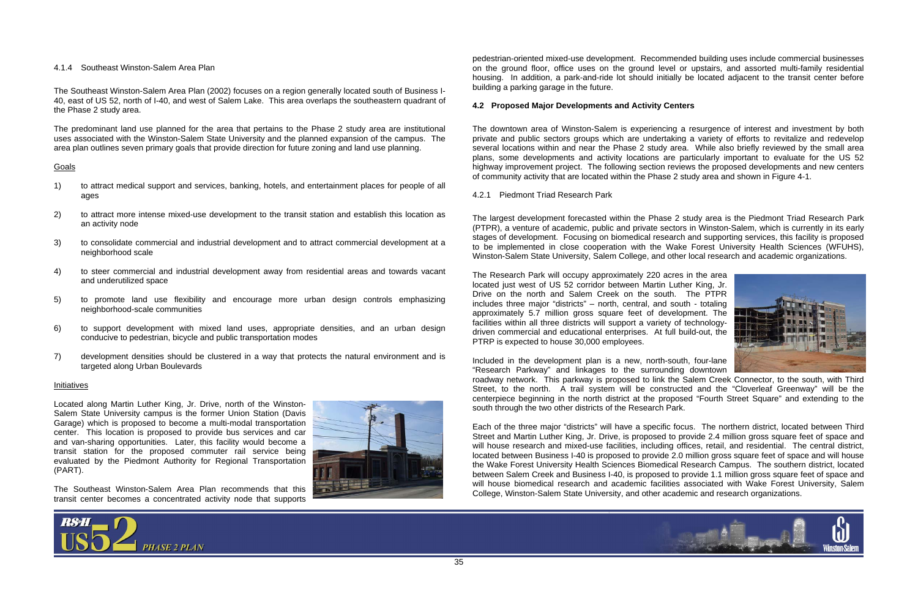### 4.1.4 Southeast Winston-Salem Area Plan

The Southeast Winston-Salem Area Plan (2002) focuses on a region generally located south of Business I-40, east of US 52, north of I-40, and west of Salem Lake. This area overlaps the southeastern quadrant of the Phase 2 study area.

The predominant land use planned for the area that pertains to the Phase 2 study area are institutional uses associated with the Winston-Salem State University and the planned expansion of the campus. The area plan outlines seven primary goals that provide direction for future zoning and land use planning.

Goals

1) to attract medical support and services, banking, hotels, and entertainment places for people of all ages
2) to attract more intense mixed-use development to the transit station and establish this location as an activity node
3) to consolidate commercial and industrial development and to attract commercial development at a neighborhood scale
4) to steer commercial and industrial development away from residential areas and towards vacant and underutilized space
5) to promote land use flexibility and encourage more urban design controls emphasizing neighborhood-scale communities
6) to support development with mixed land uses, appropriate densities, and an urban design conducive to pedestrian, bicycle and public transportation modes
7) development densities should be clustered in a way that protects the natural environment and is targeted along Urban Boulevards

Initiatives

Located along Martin Luther King, Jr. Drive, north of the Winston-Salem State University campus is the former Union Station (Davis Garage) which is proposed to become a multi-modal transportation center. This location is proposed to provide bus services and car and van-sharing opportunities. Later, this facility would become a transit station for the proposed commuter rail service being evaluated by the Piedmont Authority for Regional Transportation (PART).

The Southeast Winston-Salem Area Plan recommends that this transit center becomes a concentrated activity node that supports pedestrian-oriented mixed-use development. Recommended building uses include commercial businesses on the ground floor, office uses on the ground level or upstairs, and assorted multi-family residential housing. In addition, a park-and-ride lot should initially be located adjacent to the transit center before building a parking garage in the future.

## 4.2 Proposed Major Developments and Activity Centers

The downtown area of Winston-Salem is experiencing a resurgence of interest and investment by both private and public sectors groups which are undertaking a variety of efforts to revitalize and redevelop several locations within and near the Phase 2 study area. While also briefly reviewed by the small area plans, some developments and activity locations are particularly important to evaluate for the US 52 highway improvement project. The following section reviews the proposed developments and new centers of community activity that are located within the Phase 2 study area and shown in Figure 4-1.

### 4.2.1 Piedmont Triad Research Park

The largest development forecasted within the Phase 2 study area is the Piedmont Triad Research Park (PTPR), a venture of academic, public and private sectors in Winston-Salem, which is currently in its early stages of development. Focusing on biomedical research and supporting services, this facility is proposed to be implemented in close cooperation with the Wake Forest University Health Sciences (WFUHS), Winston-Salem State University, Salem College, and other local research and academic organizations.

The Research Park will occupy approximately 220 acres in the area located just west of US 52 corridor between Martin Luther King, Jr. Drive on the north and Salem Creek on the south. The PTPR includes three major "districts" – north, central, and south - totaling approximately 5.7 million gross square feet of development. The facilities within all three districts will support a variety of technology-driven commercial and educational enterprises. At full build-out, the PTRP is expected to house 30,000 employees.

Included in the development plan is a new, north-south, four-lane "Research Parkway" and linkages to the surrounding downtown roadway network. This parkway is proposed to link the Salem Creek Connector, to the south, with Third Street, to the north. A trail system will be constructed and the "Cloverleaf Greenway" will be the centerpiece beginning in the north district at the proposed "Fourth Street Square" and extending to the south through the two other districts of the Research Park.

Each of the three major "districts" will have a specific focus. The northern district, located between Third Street and Martin Luther King, Jr. Drive, is proposed to provide 2.4 million gross square feet of space and will house research and mixed-use facilities, including offices, retail, and residential. The central district, located between Business I-40 is proposed to provide 2.0 million gross square feet of space and will house the Wake Forest University Health Sciences Biomedical Research Campus. The southern district, located between Salem Creek and Business I-40, is proposed to provide 1.1 million gross square feet of space and will house biomedical research and academic facilities associated with Wake Forest University, Salem College, Winston-Salem State University, and other academic and research organizations.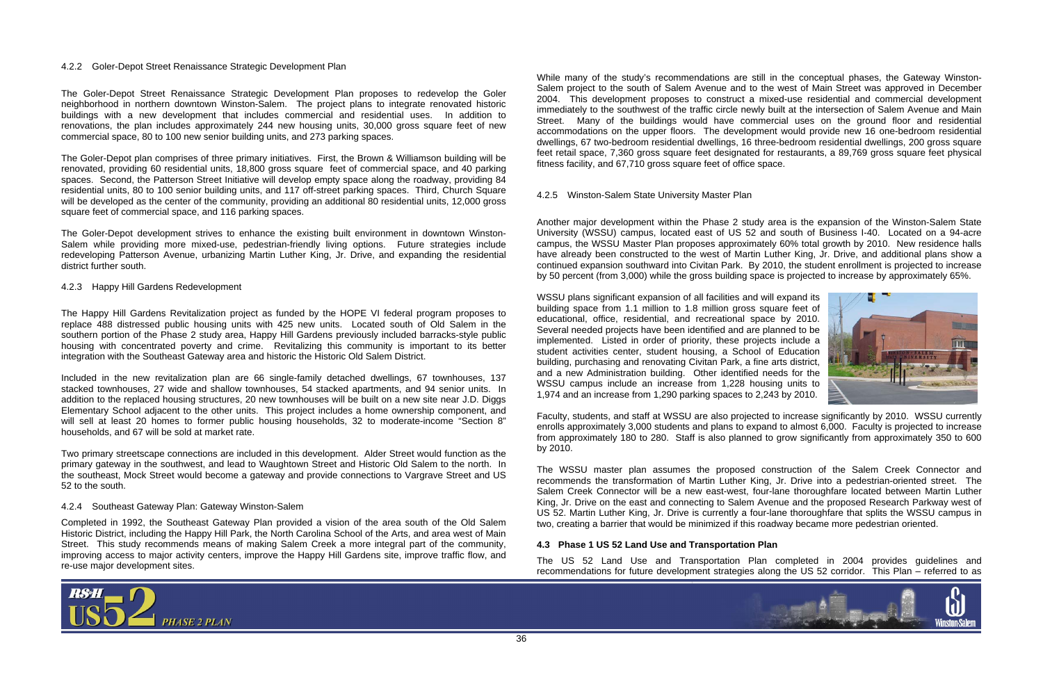### 4.2.2 Goler-Depot Street Renaissance Strategic Development Plan

The Goler-Depot Street Renaissance Strategic Development Plan proposes to redevelop the Goler neighborhood in northern downtown Winston-Salem. The project plans to integrate renovated historic buildings with a new development that includes commercial and residential uses. In addition to renovations, the plan includes approximately 244 new housing units, 30,000 gross square feet of new commercial space, 80 to 100 new senior building units, and 273 parking spaces.

The Goler-Depot plan comprises of three primary initiatives. First, the Brown & Williamson building will be renovated, providing 60 residential units, 18,800 gross square feet of commercial space, and 40 parking spaces. Second, the Patterson Street Initiative will develop empty space along the roadway, providing 84 residential units, 80 to 100 senior building units, and 117 off-street parking spaces. Third, Church Square will be developed as the center of the community, providing an additional 80 residential units, 12,000 gross square feet of commercial space, and 116 parking spaces.

The Goler-Depot development strives to enhance the existing built environment in downtown Winston-Salem while providing more mixed-use, pedestrian-friendly living options. Future strategies include redeveloping Patterson Avenue, urbanizing Martin Luther King, Jr. Drive, and expanding the residential district further south.

### 4.2.3 Happy Hill Gardens Redevelopment

The Happy Hill Gardens Revitalization project as funded by the HOPE VI federal program proposes to replace 488 distressed public housing units with 425 new units. Located south of Old Salem in the southern portion of the Phase 2 study area, Happy Hill Gardens previously included barracks-style public housing with concentrated poverty and crime. Revitalizing this community is important to its better integration with the Southeast Gateway area and historic the Historic Old Salem District.

Included in the new revitalization plan are 66 single-family detached dwellings, 67 townhouses, 137 stacked townhouses, 27 wide and shallow townhouses, 54 stacked apartments, and 94 senior units. In addition to the replaced housing structures, 20 new townhouses will be built on a new site near J.D. Diggs Elementary School adjacent to the other units. This project includes a home ownership component, and will sell at least 20 homes to former public housing households, 32 to moderate-income "Section 8" households, and 67 will be sold at market rate.

Two primary streetscape connections are included in this development. Alder Street would function as the primary gateway in the southwest, and lead to Waughtown Street and Historic Old Salem to the north. In the southeast, Mock Street would become a gateway and provide connections to Vargrave Street and US 52 to the south.

### 4.2.4 Southeast Gateway Plan: Gateway Winston-Salem

Completed in 1992, the Southeast Gateway Plan provided a vision of the area south of the Old Salem Historic District, including the Happy Hill Park, the North Carolina School of the Arts, and area west of Main Street. This study recommends means of making Salem Creek a more integral part of the community, improving access to major activity centers, improve the Happy Hill Gardens site, improve traffic flow, and re-use major development sites.

While many of the study's recommendations are still in the conceptual phases, the Gateway Winston-Salem project to the south of Salem Avenue and to the west of Main Street was approved in December 2004. This development proposes to construct a mixed-use residential and commercial development immediately to the southwest of the traffic circle newly built at the intersection of Salem Avenue and Main Street. Many of the buildings would have commercial uses on the ground floor and residential accommodations on the upper floors. The development would provide new 16 one-bedroom residential dwellings, 67 two-bedroom residential dwellings, 16 three-bedroom residential dwellings, 200 gross square feet retail space, 7,360 gross square feet designated for restaurants, a 89,769 gross square feet physical fitness facility, and 67,710 gross square feet of office space.

### 4.2.5 Winston-Salem State University Master Plan

Another major development within the Phase 2 study area is the expansion of the Winston-Salem State University (WSSU) campus, located east of US 52 and south of Business I-40. Located on a 94-acre campus, the WSSU Master Plan proposes approximately 60% total growth by 2010. New residence halls have already been constructed to the west of Martin Luther King, Jr. Drive, and additional plans show a continued expansion southward into Civitan Park. By 2010, the student enrollment is projected to increase by 50 percent (from 3,000) while the gross building space is projected to increase by approximately 65%.

WSSU plans significant expansion of all facilities and will expand its building space from 1.1 million to 1.8 million gross square feet of educational, office, residential, and recreational space by 2010. Several needed projects have been identified and are planned to be implemented. Listed in order of priority, these projects include a student activities center, student housing, a School of Education building, purchasing and renovating Civitan Park, a fine arts district, and a new Administration building. Other identified needs for the WSSU campus include an increase from 1,228 housing units to 1,974 and an increase from 1,290 parking spaces to 2,243 by 2010.

Faculty, students, and staff at WSSU are also projected to increase significantly by 2010. WSSU currently enrolls approximately 3,000 students and plans to expand to almost 6,000. Faculty is projected to increase from approximately 180 to 280. Staff is also planned to grow significantly from approximately 350 to 600 by 2010.

The WSSU master plan assumes the proposed construction of the Salem Creek Connector and recommends the transformation of Martin Luther King, Jr. Drive into a pedestrian-oriented street. The Salem Creek Connector will be a new east-west, four-lane thoroughfare located between Martin Luther King, Jr. Drive on the east and connecting to Salem Avenue and the proposed Research Parkway west of US 52. Martin Luther King, Jr. Drive is currently a four-lane thoroughfare that splits the WSSU campus in two, creating a barrier that would be minimized if this roadway became more pedestrian oriented.

## 4.3 Phase 1 US 52 Land Use and Transportation Plan

The US 52 Land Use and Transportation Plan completed in 2004 provides guidelines and recommendations for future development strategies along the US 52 corridor. This Plan – referred to as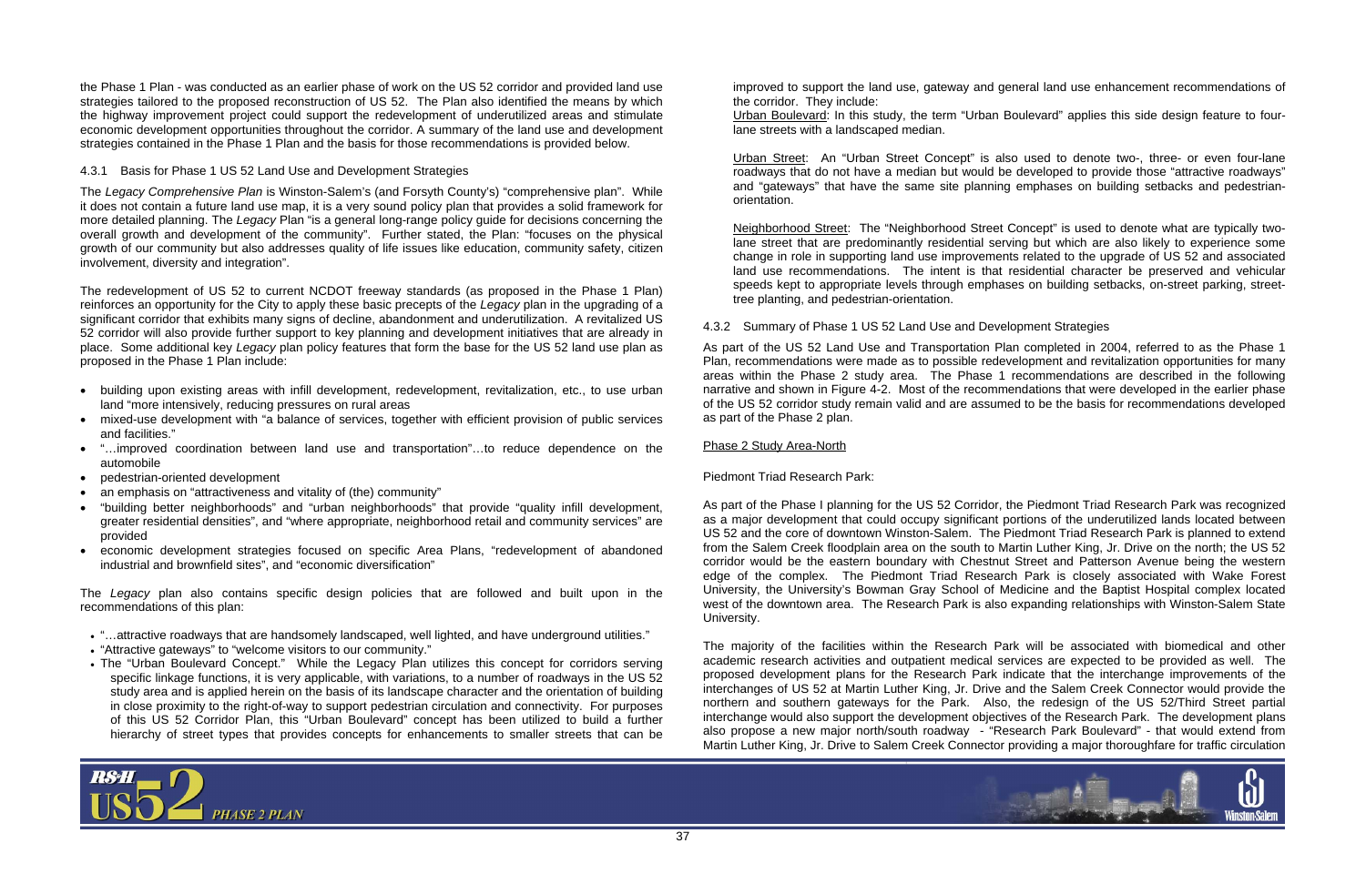the Phase 1 Plan - was conducted as an earlier phase of work on the US 52 corridor and provided land use strategies tailored to the proposed reconstruction of US 52. The Plan also identified the means by which the highway improvement project could support the redevelopment of underutilized areas and stimulate economic development opportunities throughout the corridor. A summary of the land use and development strategies contained in the Phase 1 Plan and the basis for those recommendations is provided below.

### 4.3.1 Basis for Phase 1 US 52 Land Use and Development Strategies

The *Legacy Comprehensive Plan* is Winston-Salem's (and Forsyth County's) "comprehensive plan". While it does not contain a future land use map, it is a very sound policy plan that provides a solid framework for more detailed planning. The *Legacy* Plan "is a general long-range policy guide for decisions concerning the overall growth and development of the community". Further stated, the Plan: "focuses on the physical growth of our community but also addresses quality of life issues like education, community safety, citizen involvement, diversity and integration".

The redevelopment of US 52 to current NCDOT freeway standards (as proposed in the Phase 1 Plan) reinforces an opportunity for the City to apply these basic precepts of the *Legacy* plan in the upgrading of a significant corridor that exhibits many signs of decline, abandonment and underutilization. A revitalized US 52 corridor will also provide further support to key planning and development initiatives that are already in place. Some additional key *Legacy* plan policy features that form the base for the US 52 land use plan as proposed in the Phase 1 Plan include:

- building upon existing areas with infill development, redevelopment, revitalization, etc., to use urban land "more intensively, reducing pressures on rural areas
- mixed-use development with "a balance of services, together with efficient provision of public services and facilities."
- "…improved coordination between land use and transportation"…to reduce dependence on the automobile
- pedestrian-oriented development
- an emphasis on "attractiveness and vitality of (the) community"
- "building better neighborhoods" and "urban neighborhoods" that provide "quality infill development, greater residential densities", and "where appropriate, neighborhood retail and community services" are provided
- economic development strategies focused on specific Area Plans, "redevelopment of abandoned industrial and brownfield sites", and "economic diversification"

The *Legacy* plan also contains specific design policies that are followed and built upon in the recommendations of this plan:

- "…attractive roadways that are handsomely landscaped, well lighted, and have underground utilities."
- "Attractive gateways" to "welcome visitors to our community."
- The "Urban Boulevard Concept." While the Legacy Plan utilizes this concept for corridors serving specific linkage functions, it is very applicable, with variations, to a number of roadways in the US 52 study area and is applied herein on the basis of its landscape character and the orientation of building in close proximity to the right-of-way to support pedestrian circulation and connectivity. For purposes of this US 52 Corridor Plan, this "Urban Boulevard" concept has been utilized to build a further hierarchy of street types that provides concepts for enhancements to smaller streets that can be improved to support the land use, gateway and general land use enhancement recommendations of the corridor. They include:

Urban Boulevard: In this study, the term "Urban Boulevard" applies this side design feature to four-lane streets with a landscaped median.

Urban Street: An "Urban Street Concept" is also used to denote two-, three- or even four-lane roadways that do not have a median but would be developed to provide those "attractive roadways" and "gateways" that have the same site planning emphases on building setbacks and pedestrian-orientation.

Neighborhood Street: The "Neighborhood Street Concept" is used to denote what are typically two-lane street that are predominantly residential serving but which are also likely to experience some change in role in supporting land use improvements related to the upgrade of US 52 and associated land use recommendations. The intent is that residential character be preserved and vehicular speeds kept to appropriate levels through emphases on building setbacks, on-street parking, street-tree planting, and pedestrian-orientation.

### 4.3.2 Summary of Phase 1 US 52 Land Use and Development Strategies

As part of the US 52 Land Use and Transportation Plan completed in 2004, referred to as the Phase 1 Plan, recommendations were made as to possible redevelopment and revitalization opportunities for many areas within the Phase 2 study area. The Phase 1 recommendations are described in the following narrative and shown in Figure 4-2. Most of the recommendations that were developed in the earlier phase of the US 52 corridor study remain valid and are assumed to be the basis for recommendations developed as part of the Phase 2 plan.

Phase 2 Study Area-North

Piedmont Triad Research Park:

As part of the Phase I planning for the US 52 Corridor, the Piedmont Triad Research Park was recognized as a major development that could occupy significant portions of the underutilized lands located between US 52 and the core of downtown Winston-Salem. The Piedmont Triad Research Park is planned to extend from the Salem Creek floodplain area on the south to Martin Luther King, Jr. Drive on the north; the US 52 corridor would be the eastern boundary with Chestnut Street and Patterson Avenue being the western edge of the complex. The Piedmont Triad Research Park is closely associated with Wake Forest University, the University's Bowman Gray School of Medicine and the Baptist Hospital complex located west of the downtown area. The Research Park is also expanding relationships with Winston-Salem State University.

The majority of the facilities within the Research Park will be associated with biomedical and other academic research activities and outpatient medical services are expected to be provided as well. The proposed development plans for the Research Park indicate that the interchange improvements of the interchanges of US 52 at Martin Luther King, Jr. Drive and the Salem Creek Connector would provide the northern and southern gateways for the Park. Also, the redesign of the US 52/Third Street partial interchange would also support the development objectives of the Research Park. The development plans also propose a new major north/south roadway - "Research Park Boulevard" - that would extend from Martin Luther King, Jr. Drive to Salem Creek Connector providing a major thoroughfare for traffic circulation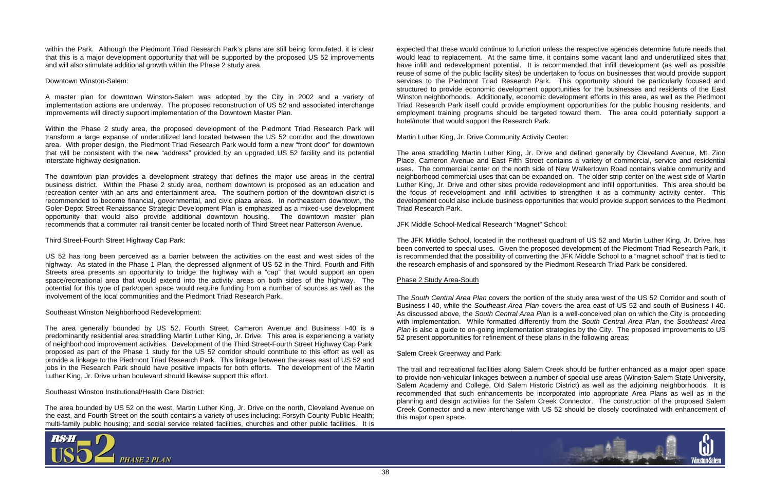within the Park. Although the Piedmont Triad Research Park's plans are still being formulated, it is clear that this is a major development opportunity that will be supported by the proposed US 52 improvements and will also stimulate additional growth within the Phase 2 study area.

Downtown Winston-Salem:

A master plan for downtown Winston-Salem was adopted by the City in 2002 and a variety of implementation actions are underway. The proposed reconstruction of US 52 and associated interchange improvements will directly support implementation of the Downtown Master Plan.

Within the Phase 2 study area, the proposed development of the Piedmont Triad Research Park will transform a large expanse of underutilized land located between the US 52 corridor and the downtown area. With proper design, the Piedmont Triad Research Park would form a new "front door" for downtown that will be consistent with the new "address" provided by an upgraded US 52 facility and its potential interstate highway designation.

The downtown plan provides a development strategy that defines the major use areas in the central business district. Within the Phase 2 study area, northern downtown is proposed as an education and recreation center with an arts and entertainment area. The southern portion of the downtown district is recommended to become financial, governmental, and civic plaza areas. In northeastern downtown, the Goler-Depot Street Renaissance Strategic Development Plan is emphasized as a mixed-use development opportunity that would also provide additional downtown housing. The downtown master plan recommends that a commuter rail transit center be located north of Third Street near Patterson Avenue.

Third Street-Fourth Street Highway Cap Park:

US 52 has long been perceived as a barrier between the activities on the east and west sides of the highway. As stated in the Phase 1 Plan, the depressed alignment of US 52 in the Third, Fourth and Fifth Streets area presents an opportunity to bridge the highway with a "cap" that would support an open space/recreational area that would extend into the activity areas on both sides of the highway. The potential for this type of park/open space would require funding from a number of sources as well as the involvement of the local communities and the Piedmont Triad Research Park.

Southeast Winston Neighborhood Redevelopment:

The area generally bounded by US 52, Fourth Street, Cameron Avenue and Business I-40 is a predominantly residential area straddling Martin Luther King, Jr. Drive. This area is experiencing a variety of neighborhood improvement activities. Development of the Third Street-Fourth Street Highway Cap Park proposed as part of the Phase 1 study for the US 52 corridor should contribute to this effort as well as provide a linkage to the Piedmont Triad Research Park. This linkage between the areas east of US 52 and jobs in the Research Park should have positive impacts for both efforts. The development of the Martin Luther King, Jr. Drive urban boulevard should likewise support this effort.

Southeast Winston Institutional/Health Care District:

The area bounded by US 52 on the west, Martin Luther King, Jr. Drive on the north, Cleveland Avenue on the east, and Fourth Street on the south contains a variety of uses including: Forsyth County Public Health; multi-family public housing; and social service related facilities, churches and other public facilities. It is expected that these would continue to function unless the respective agencies determine future needs that would lead to replacement. At the same time, it contains some vacant land and underutilized sites that have infill and redevelopment potential. It is recommended that infill development (as well as possible reuse of some of the public facility sites) be undertaken to focus on businesses that would provide support services to the Piedmont Triad Research Park. This opportunity should be particularly focused and structured to provide economic development opportunities for the businesses and residents of the East Winston neighborhoods. Additionally, economic development efforts in this area, as well as the Piedmont Triad Research Park itself could provide employment opportunities for the public housing residents, and employment training programs should be targeted toward them. The area could potentially support a hotel/motel that would support the Research Park.

Martin Luther King, Jr. Drive Community Activity Center:

The area straddling Martin Luther King, Jr. Drive and defined generally by Cleveland Avenue, Mt. Zion Place, Cameron Avenue and East Fifth Street contains a variety of commercial, service and residential uses. The commercial center on the north side of New Walkertown Road contains viable community and neighborhood commercial uses that can be expanded on. The older strip center on the west side of Martin Luther King, Jr. Drive and other sites provide redevelopment and infill opportunities. This area should be the focus of redevelopment and infill activities to strengthen it as a community activity center. This development could also include business opportunities that would provide support services to the Piedmont Triad Research Park.

JFK Middle School-Medical Research "Magnet" School:

The JFK Middle School, located in the northeast quadrant of US 52 and Martin Luther King, Jr. Drive, has been converted to special uses. Given the proposed development of the Piedmont Triad Research Park, it is recommended that the possibility of converting the JFK Middle School to a "magnet school" that is tied to the research emphasis of and sponsored by the Piedmont Research Triad Park be considered.

Phase 2 Study Area-South

The *South Central Area Plan* covers the portion of the study area west of the US 52 Corridor and south of Business I-40, while the *Southeast Area Plan* covers the area east of US 52 and south of Business I-40. As discussed above, the *South Central Area Plan* is a well-conceived plan on which the City is proceeding with implementation. While formatted differently from the *South Central Area Plan*, the *Southeast Area Plan* is also a guide to on-going implementation strategies by the City. The proposed improvements to US 52 present opportunities for refinement of these plans in the following areas:

Salem Creek Greenway and Park:

The trail and recreational facilities along Salem Creek should be further enhanced as a major open space to provide non-vehicular linkages between a number of special use areas (Winston-Salem State University, Salem Academy and College, Old Salem Historic District) as well as the adjoining neighborhoods. It is recommended that such enhancements be incorporated into appropriate Area Plans as well as in the planning and design activities for the Salem Creek Connector. The construction of the proposed Salem Creek Connector and a new interchange with US 52 should be closely coordinated with enhancement of this major open space.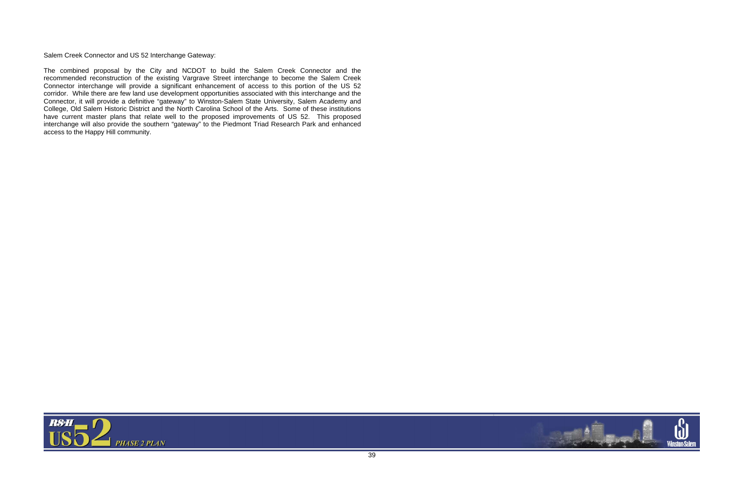Salem Creek Connector and US 52 Interchange Gateway:

The combined proposal by the City and NCDOT to build the Salem Creek Connector and the recommended reconstruction of the existing Vargrave Street interchange to become the Salem Creek Connector interchange will provide a significant enhancement of access to this portion of the US 52 corridor. While there are few land use development opportunities associated with this interchange and the Connector, it will provide a definitive "gateway" to Winston-Salem State University, Salem Academy and College, Old Salem Historic District and the North Carolina School of the Arts. Some of these institutions have current master plans that relate well to the proposed improvements of US 52. This proposed interchange will also provide the southern "gateway" to the Piedmont Triad Research Park and enhanced access to the Happy Hill community.